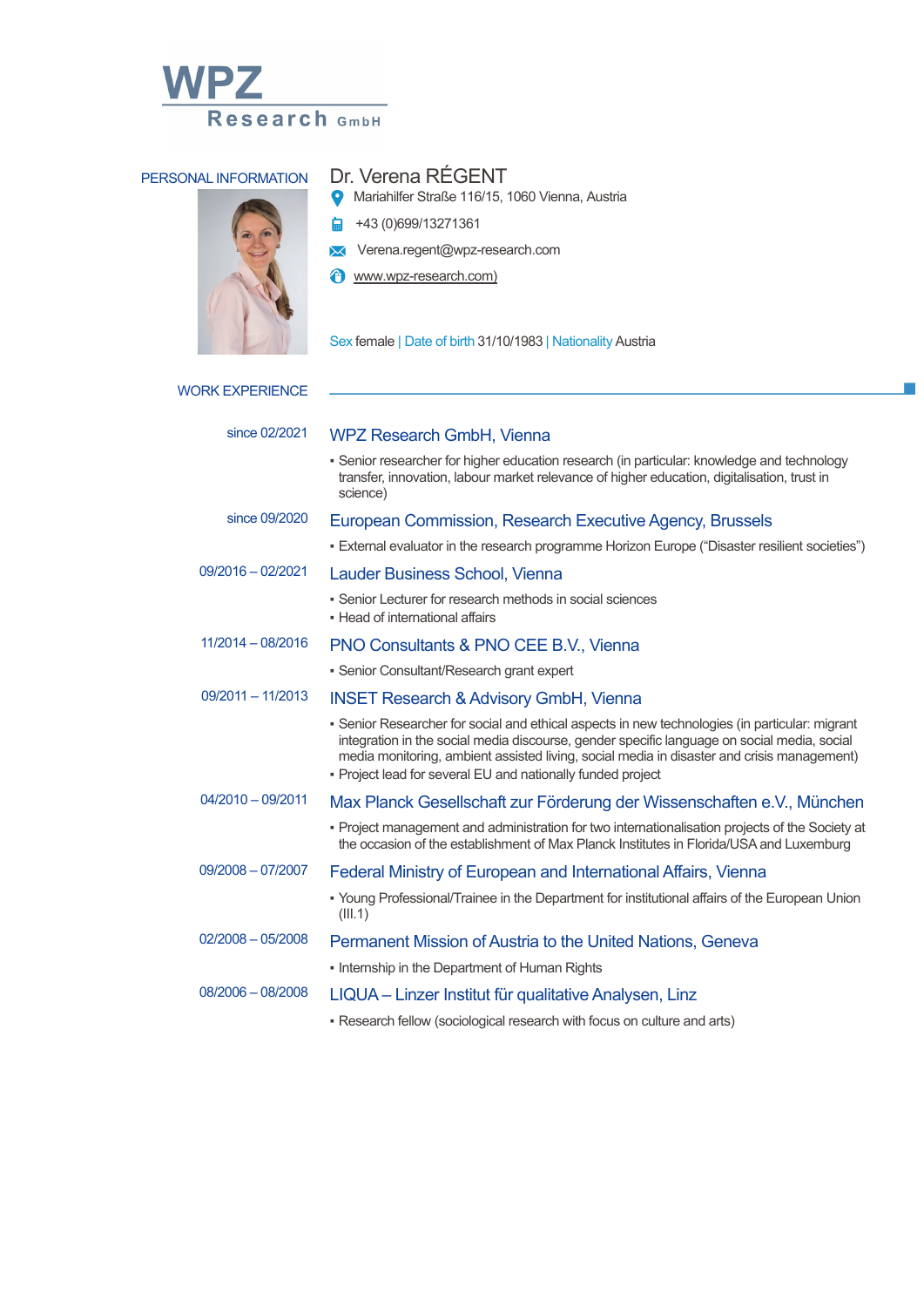# WPZ Research GmbH

## PERSONAL INFORMATION

**Dr. Verena RÉGENT**

Mariahilfer Straße 116/15, 1060 Vienna, Austria

+43 (0)699/13271361

Verena.regent@wpz-research.com

www.wpz-research.com)

Sex female | Date of birth 31/10/1983 | Nationality Austria

## WORK EXPERIENCE

**since 02/2021** — **WPZ Research GmbH, Vienna**

- Senior researcher for higher education research (in particular: knowledge and technology transfer, innovation, labour market relevance of higher education, digitalisation, trust in science)

**since 09/2020** — **European Commission, Research Executive Agency, Brussels**

- External evaluator in the research programme Horizon Europe ("Disaster resilient societies")

**09/2016 – 02/2021** — **Lauder Business School, Vienna**

- Senior Lecturer for research methods in social sciences
- Head of international affairs

**11/2014 – 08/2016** — **PNO Consultants & PNO CEE B.V., Vienna**

- Senior Consultant/Research grant expert

**09/2011 – 11/2013** — **INSET Research & Advisory GmbH, Vienna**

- Senior Researcher for social and ethical aspects in new technologies (in particular: migrant integration in the social media discourse, gender specific language on social media, social media monitoring, ambient assisted living, social media in disaster and crisis management)
- Project lead for several EU and nationally funded project

**04/2010 – 09/2011** — **Max Planck Gesellschaft zur Förderung der Wissenschaften e.V., München**

- Project management and administration for two internationalisation projects of the Society at the occasion of the establishment of Max Planck Institutes in Florida/USA and Luxemburg

**09/2008 – 07/2007** — **Federal Ministry of European and International Affairs, Vienna**

- Young Professional/Trainee in the Department for institutional affairs of the European Union (III.1)

**02/2008 – 05/2008** — **Permanent Mission of Austria to the United Nations, Geneva**

- Internship in the Department of Human Rights

**08/2006 – 08/2008** — **LIQUA – Linzer Institut für qualitative Analysen, Linz**

- Research fellow (sociological research with focus on culture and arts)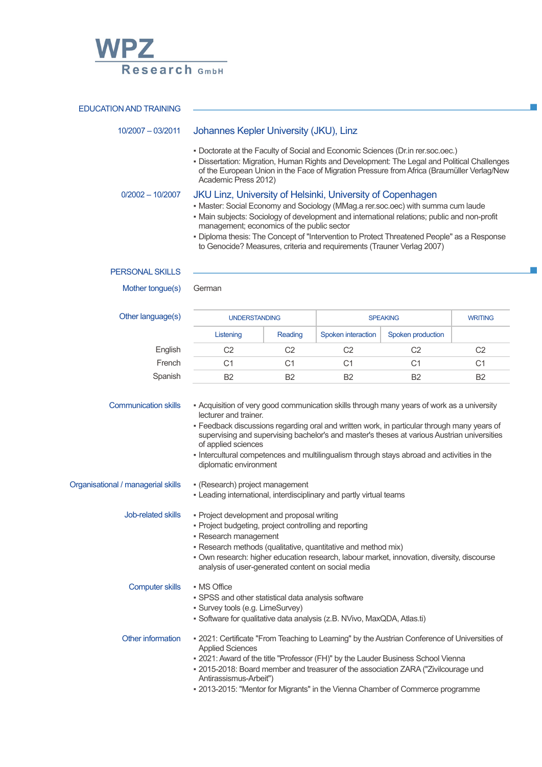WPZ Research GmbH

## EDUCATION AND TRAINING

**10/2007 – 03/2011**

### Johannes Kepler University (JKU), Linz

- Doctorate at the Faculty of Social and Economic Sciences (Dr.in rer.soc.oec.)
- Dissertation: Migration, Human Rights and Development: The Legal and Political Challenges of the European Union in the Face of Migration Pressure from Africa (Braumüller Verlag/New Academic Press 2012)

**0/2002 – 10/2007**

### JKU Linz, University of Helsinki, University of Copenhagen

- Master: Social Economy and Sociology (MMag.a rer.soc.oec) with summa cum laude
- Main subjects: Sociology of development and international relations; public and non-profit management; economics of the public sector
- Diploma thesis: The Concept of "Intervention to Protect Threatened People" as a Response to Genocide? Measures, criteria and requirements (Trauner Verlag 2007)

## PERSONAL SKILLS

**Mother tongue(s)**

German

**Other language(s)**

| | UNDERSTANDING | | SPEAKING | | WRITING |
|---|---|---|---|---|---|
| | Listening | Reading | Spoken interaction | Spoken production | |
| English | C2 | C2 | C2 | C2 | C2 |
| French | C1 | C1 | C1 | C1 | C1 |
| Spanish | B2 | B2 | B2 | B2 | B2 |

**Communication skills**

- Acquisition of very good communication skills through many years of work as a university lecturer and trainer.
- Feedback discussions regarding oral and written work, in particular through many years of supervising and supervising bachelor's and master's theses at various Austrian universities of applied sciences
- Intercultural competences and multilingualism through stays abroad and activities in the diplomatic environment

**Organisational / managerial skills**

- (Research) project management
- Leading international, interdisciplinary and partly virtual teams

**Job-related skills**

- Project development and proposal writing
- Project budgeting, project controlling and reporting
- Research management
- Research methods (qualitative, quantitative and method mix)
- Own research: higher education research, labour market, innovation, diversity, discourse analysis of user-generated content on social media

**Computer skills**

- MS Office
- SPSS and other statistical data analysis software
- Survey tools (e.g. LimeSurvey)
- Software for qualitative data analysis (z.B. NVivo, MaxQDA, Atlas.ti)

**Other information**

- 2021: Certificate "From Teaching to Learning" by the Austrian Conference of Universities of Applied Sciences
- 2021: Award of the title "Professor (FH)" by the Lauder Business School Vienna
- 2015-2018: Board member and treasurer of the association ZARA ("Zivilcourage und Antirassismus-Arbeit")
- 2013-2015: "Mentor for Migrants" in the Vienna Chamber of Commerce programme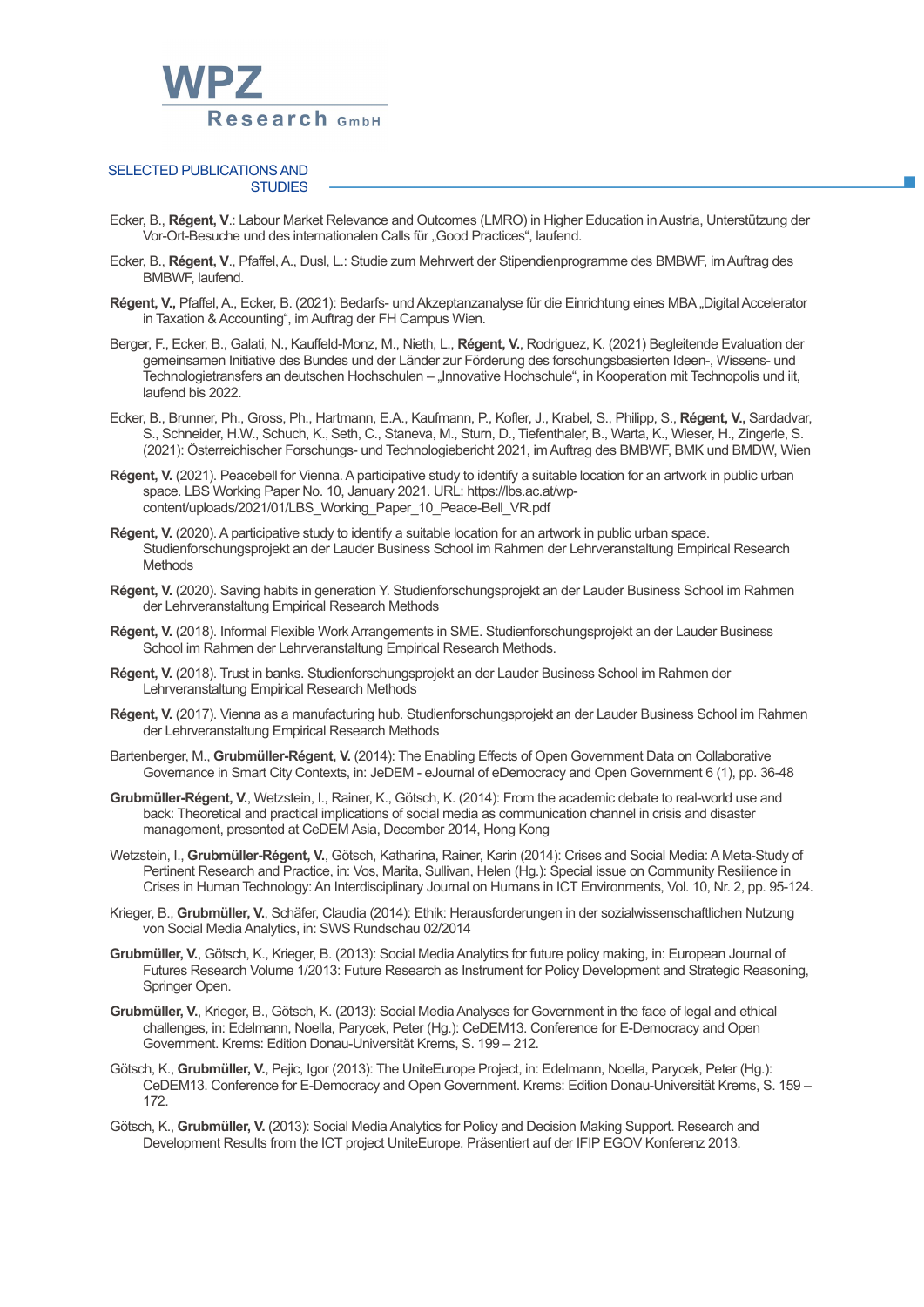## SELECTED PUBLICATIONS AND STUDIES

Ecker, B., **Régent, V**.: Labour Market Relevance and Outcomes (LMRO) in Higher Education in Austria, Unterstützung der Vor-Ort-Besuche und des internationalen Calls für „Good Practices", laufend.

Ecker, B., **Régent, V**., Pfaffel, A., Dusl, L.: Studie zum Mehrwert der Stipendienprogramme des BMBWF, im Auftrag des BMBWF, laufend.

**Régent, V.,** Pfaffel, A., Ecker, B. (2021): Bedarfs- und Akzeptanzanalyse für die Einrichtung eines MBA „Digital Accelerator in Taxation & Accounting", im Auftrag der FH Campus Wien.

Berger, F., Ecker, B., Galati, N., Kauffeld-Monz, M., Nieth, L., **Régent, V.**, Rodriguez, K. (2021) Begleitende Evaluation der gemeinsamen Initiative des Bundes und der Länder zur Förderung des forschungsbasierten Ideen-, Wissens- und Technologietransfers an deutschen Hochschulen – „Innovative Hochschule", in Kooperation mit Technopolis und iit, laufend bis 2022.

Ecker, B., Brunner, Ph., Gross, Ph., Hartmann, E.A., Kaufmann, P., Kofler, J., Krabel, S., Philipp, S., **Régent, V.,** Sardadvar, S., Schneider, H.W., Schuch, K., Seth, C., Staneva, M., Sturn, D., Tiefenthaler, B., Warta, K., Wieser, H., Zingerle, S. (2021): Österreichischer Forschungs- und Technologiebericht 2021, im Auftrag des BMBWF, BMK und BMDW, Wien

**Régent, V.** (2021). Peacebell for Vienna. A participative study to identify a suitable location for an artwork in public urban space. LBS Working Paper No. 10, January 2021. URL: https://lbs.ac.at/wp-content/uploads/2021/01/LBS_Working_Paper_10_Peace-Bell_VR.pdf

**Régent, V.** (2020). A participative study to identify a suitable location for an artwork in public urban space. Studienforschungsprojekt an der Lauder Business School im Rahmen der Lehrveranstaltung Empirical Research Methods

**Régent, V.** (2020). Saving habits in generation Y. Studienforschungsprojekt an der Lauder Business School im Rahmen der Lehrveranstaltung Empirical Research Methods

**Régent, V.** (2018). Informal Flexible Work Arrangements in SME. Studienforschungsprojekt an der Lauder Business School im Rahmen der Lehrveranstaltung Empirical Research Methods.

**Régent, V.** (2018). Trust in banks. Studienforschungsprojekt an der Lauder Business School im Rahmen der Lehrveranstaltung Empirical Research Methods

**Régent, V.** (2017). Vienna as a manufacturing hub. Studienforschungsprojekt an der Lauder Business School im Rahmen der Lehrveranstaltung Empirical Research Methods

Bartenberger, M., **Grubmüller-Régent, V.** (2014): The Enabling Effects of Open Government Data on Collaborative Governance in Smart City Contexts, in: JeDEM - eJournal of eDemocracy and Open Government 6 (1), pp. 36-48

**Grubmüller-Régent, V.**, Wetzstein, I., Rainer, K., Götsch, K. (2014): From the academic debate to real-world use and back: Theoretical and practical implications of social media as communication channel in crisis and disaster management, presented at CeDEM Asia, December 2014, Hong Kong

Wetzstein, I., **Grubmüller-Régent, V.**, Götsch, Katharina, Rainer, Karin (2014): Crises and Social Media: A Meta-Study of Pertinent Research and Practice, in: Vos, Marita, Sullivan, Helen (Hg.): Special issue on Community Resilience in Crises in Human Technology: An Interdisciplinary Journal on Humans in ICT Environments, Vol. 10, Nr. 2, pp. 95-124.

Krieger, B., **Grubmüller, V.**, Schäfer, Claudia (2014): Ethik: Herausforderungen in der sozialwissenschaftlichen Nutzung von Social Media Analytics, in: SWS Rundschau 02/2014

**Grubmüller, V.**, Götsch, K., Krieger, B. (2013): Social Media Analytics for future policy making, in: European Journal of Futures Research Volume 1/2013: Future Research as Instrument for Policy Development and Strategic Reasoning, Springer Open.

**Grubmüller, V.**, Krieger, B., Götsch, K. (2013): Social Media Analyses for Government in the face of legal and ethical challenges, in: Edelmann, Noella, Parycek, Peter (Hg.): CeDEM13. Conference for E-Democracy and Open Government. Krems: Edition Donau-Universität Krems, S. 199 – 212.

Götsch, K., **Grubmüller, V.**, Pejic, Igor (2013): The UniteEurope Project, in: Edelmann, Noella, Parycek, Peter (Hg.): CeDEM13. Conference for E-Democracy and Open Government. Krems: Edition Donau-Universität Krems, S. 159 – 172.

Götsch, K., **Grubmüller, V.** (2013): Social Media Analytics for Policy and Decision Making Support. Research and Development Results from the ICT project UniteEurope. Präsentiert auf der IFIP EGOV Konferenz 2013.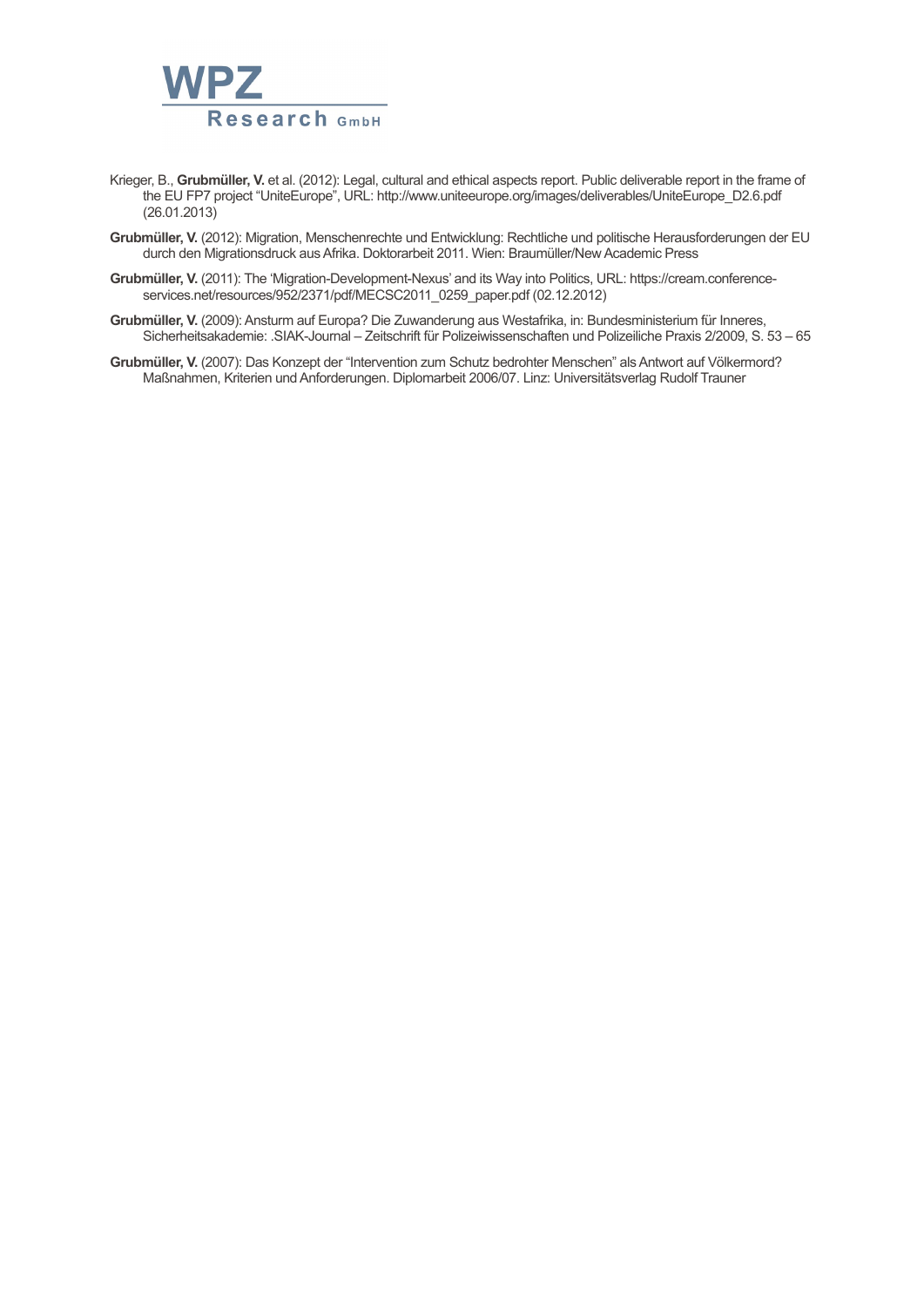Krieger, B., **Grubmüller, V.** et al. (2012): Legal, cultural and ethical aspects report. Public deliverable report in the frame of the EU FP7 project “UniteEurope”, URL: http://www.uniteeurope.org/images/deliverables/UniteEurope_D2.6.pdf (26.01.2013)

**Grubmüller, V.** (2012): Migration, Menschenrechte und Entwicklung: Rechtliche und politische Herausforderungen der EU durch den Migrationsdruck aus Afrika. Doktorarbeit 2011. Wien: Braumüller/New Academic Press

**Grubmüller, V.** (2011): The ‘Migration-Development-Nexus’ and its Way into Politics, URL: https://cream.conference-services.net/resources/952/2371/pdf/MECSC2011_0259_paper.pdf (02.12.2012)

**Grubmüller, V.** (2009): Ansturm auf Europa? Die Zuwanderung aus Westafrika, in: Bundesministerium für Inneres, Sicherheitsakademie: .SIAK-Journal – Zeitschrift für Polizeiwissenschaften und Polizeiliche Praxis 2/2009, S. 53 – 65

**Grubmüller, V.** (2007): Das Konzept der “Intervention zum Schutz bedrohter Menschen” als Antwort auf Völkermord? Maßnahmen, Kriterien und Anforderungen. Diplomarbeit 2006/07. Linz: Universitätsverlag Rudolf Trauner